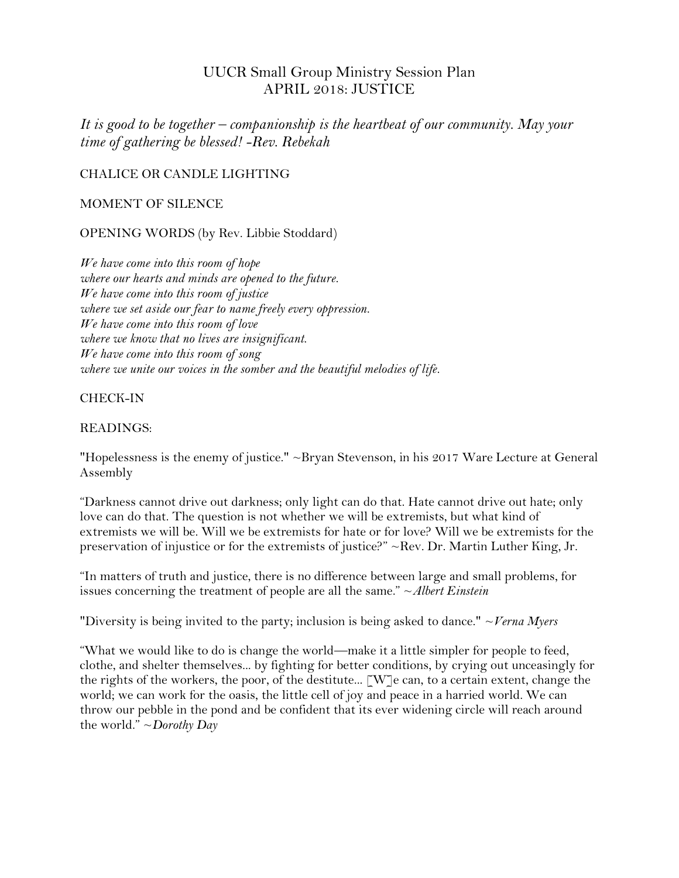# UUCR Small Group Ministry Session Plan
## APRIL 2018: JUSTICE

*It is good to be together – companionship is the heartbeat of our community. May your time of gathering be blessed! -Rev. Rebekah*

CHALICE OR CANDLE LIGHTING

MOMENT OF SILENCE

OPENING WORDS (by Rev. Libbie Stoddard)

*We have come into this room of hope*
*where our hearts and minds are opened to the future.*
*We have come into this room of justice*
*where we set aside our fear to name freely every oppression.*
*We have come into this room of love*
*where we know that no lives are insignificant.*
*We have come into this room of song*
*where we unite our voices in the somber and the beautiful melodies of life.*

CHECK-IN

READINGS:

"Hopelessness is the enemy of justice." ~Bryan Stevenson, in his 2017 Ware Lecture at General Assembly

"Darkness cannot drive out darkness; only light can do that. Hate cannot drive out hate; only love can do that. The question is not whether we will be extremists, but what kind of extremists we will be. Will we be extremists for hate or for love? Will we be extremists for the preservation of injustice or for the extremists of justice?" ~Rev. Dr. Martin Luther King, Jr.

"In matters of truth and justice, there is no difference between large and small problems, for issues concerning the treatment of people are all the same." ~*Albert Einstein*

"Diversity is being invited to the party; inclusion is being asked to dance." ~*Verna Myers*

"What we would like to do is change the world—make it a little simpler for people to feed, clothe, and shelter themselves… by fighting for better conditions, by crying out unceasingly for the rights of the workers, the poor, of the destitute… [W]e can, to a certain extent, change the world; we can work for the oasis, the little cell of joy and peace in a harried world. We can throw our pebble in the pond and be confident that its ever widening circle will reach around the world." ~*Dorothy Day*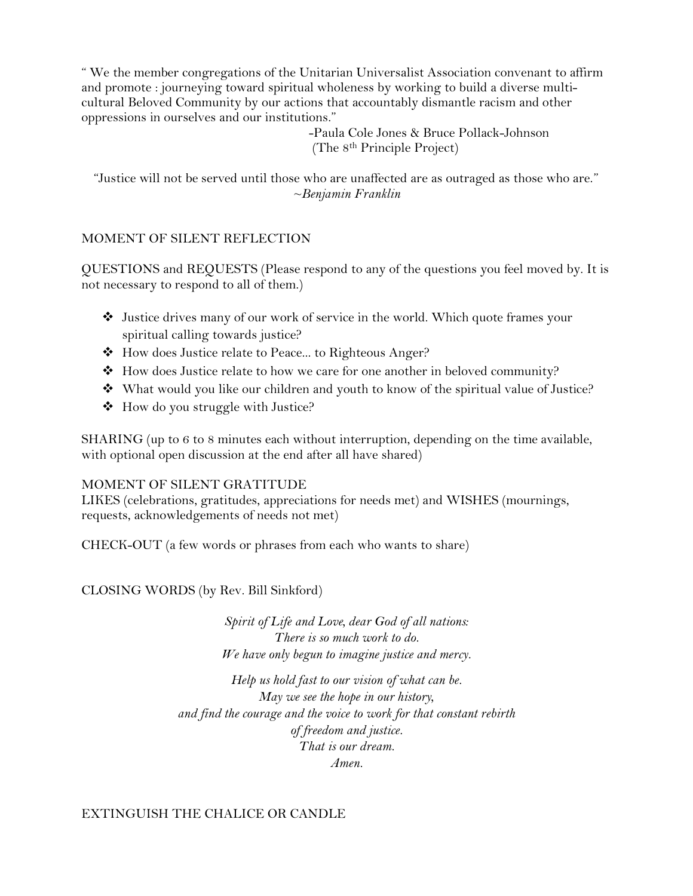" We the member congregations of the Unitarian Universalist Association convenant to affirm and promote : journeying toward spiritual wholeness by working to build a diverse multi-cultural Beloved Community by our actions that accountably dismantle racism and other oppressions in ourselves and our institutions."

-Paula Cole Jones & Bruce Pollack-Johnson
(The 8th Principle Project)

"Justice will not be served until those who are unaffected are as outraged as those who are."
*~Benjamin Franklin*

MOMENT OF SILENT REFLECTION

QUESTIONS and REQUESTS (Please respond to any of the questions you feel moved by. It is not necessary to respond to all of them.)

- Justice drives many of our work of service in the world. Which quote frames your spiritual calling towards justice?
- How does Justice relate to Peace... to Righteous Anger?
- How does Justice relate to how we care for one another in beloved community?
- What would you like our children and youth to know of the spiritual value of Justice?
- How do you struggle with Justice?

SHARING (up to 6 to 8 minutes each without interruption, depending on the time available, with optional open discussion at the end after all have shared)

MOMENT OF SILENT GRATITUDE
LIKES (celebrations, gratitudes, appreciations for needs met) and WISHES (mournings, requests, acknowledgements of needs not met)

CHECK-OUT (a few words or phrases from each who wants to share)

CLOSING WORDS (by Rev. Bill Sinkford)

*Spirit of Life and Love, dear God of all nations:*
*There is so much work to do.*
*We have only begun to imagine justice and mercy.*

*Help us hold fast to our vision of what can be.*
*May we see the hope in our history,*
*and find the courage and the voice to work for that constant rebirth*
*of freedom and justice.*
*That is our dream.*
*Amen.*

EXTINGUISH THE CHALICE OR CANDLE